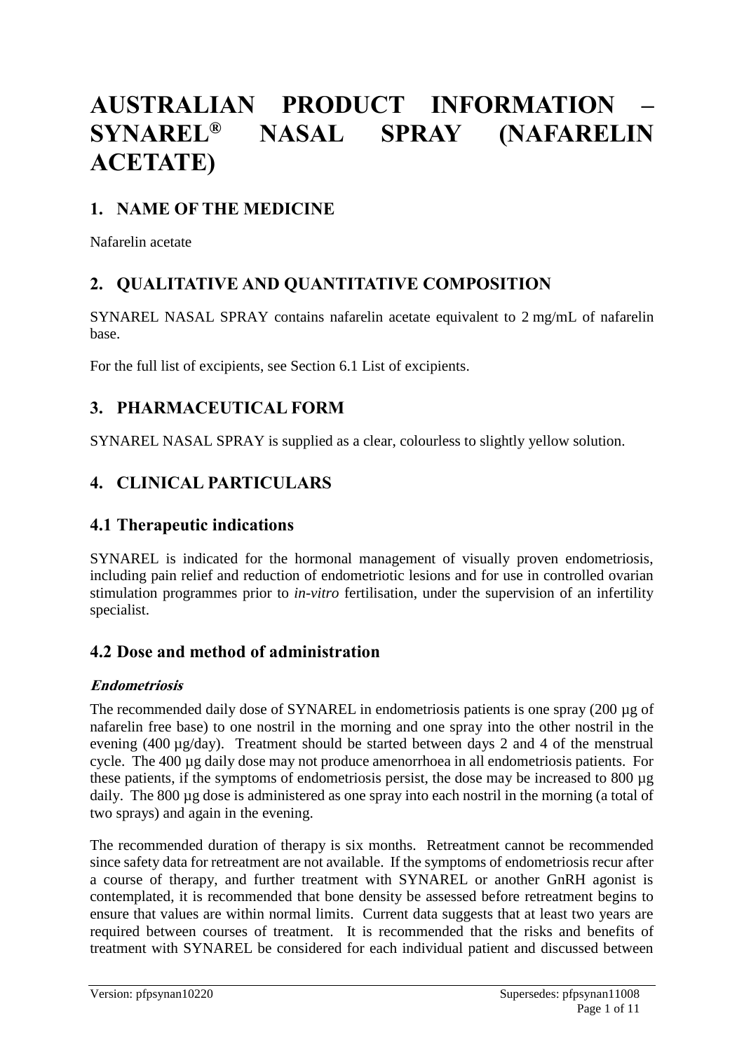# AUSTRALIAN PRODUCT INFORMATION – SYNAREL® NASAL SPRAY (NAFARELIN ACETATE)

## 1. NAME OF THE MEDICINE

Nafarelin acetate

## 2. QUALITATIVE AND QUANTITATIVE COMPOSITION

SYNAREL NASAL SPRAY contains nafarelin acetate equivalent to 2 mg/mL of nafarelin base.

For the full list of excipients, see Section 6.1 List of excipients.

## 3. PHARMACEUTICAL FORM

SYNAREL NASAL SPRAY is supplied as a clear, colourless to slightly yellow solution.

## 4. CLINICAL PARTICULARS

## 4.1 Therapeutic indications

SYNAREL is indicated for the hormonal management of visually proven endometriosis, including pain relief and reduction of endometriotic lesions and for use in controlled ovarian stimulation programmes prior to *in-vitro* fertilisation, under the supervision of an infertility specialist.

## 4.2 Dose and method of administration

### *Endometriosis*

The recommended daily dose of SYNAREL in endometriosis patients is one spray (200 µg of nafarelin free base) to one nostril in the morning and one spray into the other nostril in the evening (400 µg/day). Treatment should be started between days 2 and 4 of the menstrual cycle. The 400 µg daily dose may not produce amenorrhoea in all endometriosis patients. For these patients, if the symptoms of endometriosis persist, the dose may be increased to 800 µg daily. The 800 µg dose is administered as one spray into each nostril in the morning (a total of two sprays) and again in the evening.

The recommended duration of therapy is six months. Retreatment cannot be recommended since safety data for retreatment are not available. If the symptoms of endometriosis recur after a course of therapy, and further treatment with SYNAREL or another GnRH agonist is contemplated, it is recommended that bone density be assessed before retreatment begins to ensure that values are within normal limits. Current data suggests that at least two years are required between courses of treatment. It is recommended that the risks and benefits of treatment with SYNAREL be considered for each individual patient and discussed between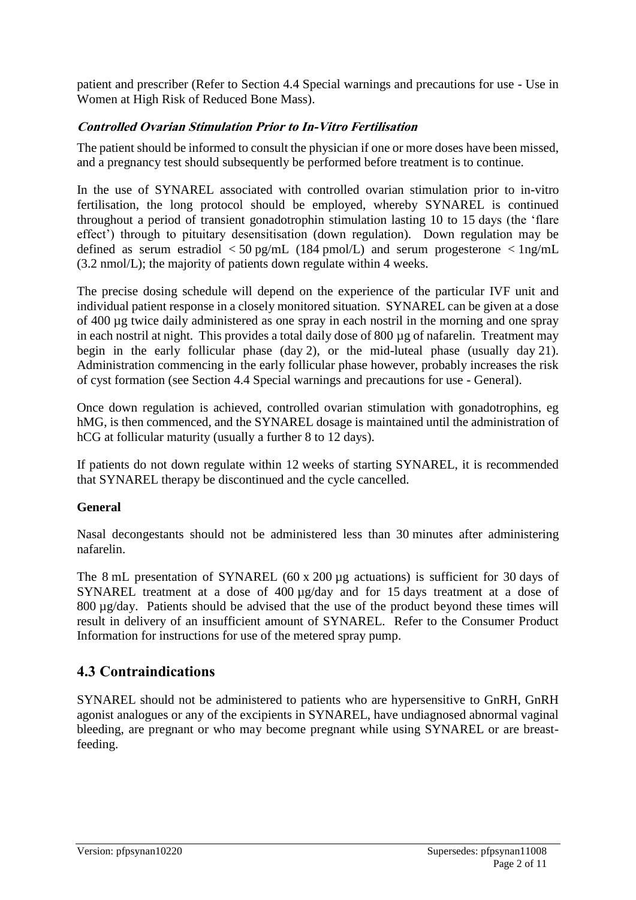patient and prescriber (Refer to Section 4.4 Special warnings and precautions for use - Use in Women at High Risk of Reduced Bone Mass).

***Controlled Ovarian Stimulation Prior to In-Vitro Fertilisation***

The patient should be informed to consult the physician if one or more doses have been missed, and a pregnancy test should subsequently be performed before treatment is to continue.

In the use of SYNAREL associated with controlled ovarian stimulation prior to in-vitro fertilisation, the long protocol should be employed, whereby SYNAREL is continued throughout a period of transient gonadotrophin stimulation lasting 10 to 15 days (the 'flare effect') through to pituitary desensitisation (down regulation). Down regulation may be defined as serum estradiol < 50 pg/mL (184 pmol/L) and serum progesterone < 1ng/mL (3.2 nmol/L); the majority of patients down regulate within 4 weeks.

The precise dosing schedule will depend on the experience of the particular IVF unit and individual patient response in a closely monitored situation. SYNAREL can be given at a dose of 400 µg twice daily administered as one spray in each nostril in the morning and one spray in each nostril at night. This provides a total daily dose of 800 µg of nafarelin. Treatment may begin in the early follicular phase (day 2), or the mid-luteal phase (usually day 21). Administration commencing in the early follicular phase however, probably increases the risk of cyst formation (see Section 4.4 Special warnings and precautions for use - General).

Once down regulation is achieved, controlled ovarian stimulation with gonadotrophins, eg hMG, is then commenced, and the SYNAREL dosage is maintained until the administration of hCG at follicular maturity (usually a further 8 to 12 days).

If patients do not down regulate within 12 weeks of starting SYNAREL, it is recommended that SYNAREL therapy be discontinued and the cycle cancelled.

**General**

Nasal decongestants should not be administered less than 30 minutes after administering nafarelin.

The 8 mL presentation of SYNAREL (60 x 200 µg actuations) is sufficient for 30 days of SYNAREL treatment at a dose of 400 µg/day and for 15 days treatment at a dose of 800 µg/day. Patients should be advised that the use of the product beyond these times will result in delivery of an insufficient amount of SYNAREL. Refer to the Consumer Product Information for instructions for use of the metered spray pump.

## 4.3 Contraindications

SYNAREL should not be administered to patients who are hypersensitive to GnRH, GnRH agonist analogues or any of the excipients in SYNAREL, have undiagnosed abnormal vaginal bleeding, are pregnant or who may become pregnant while using SYNAREL or are breast-feeding.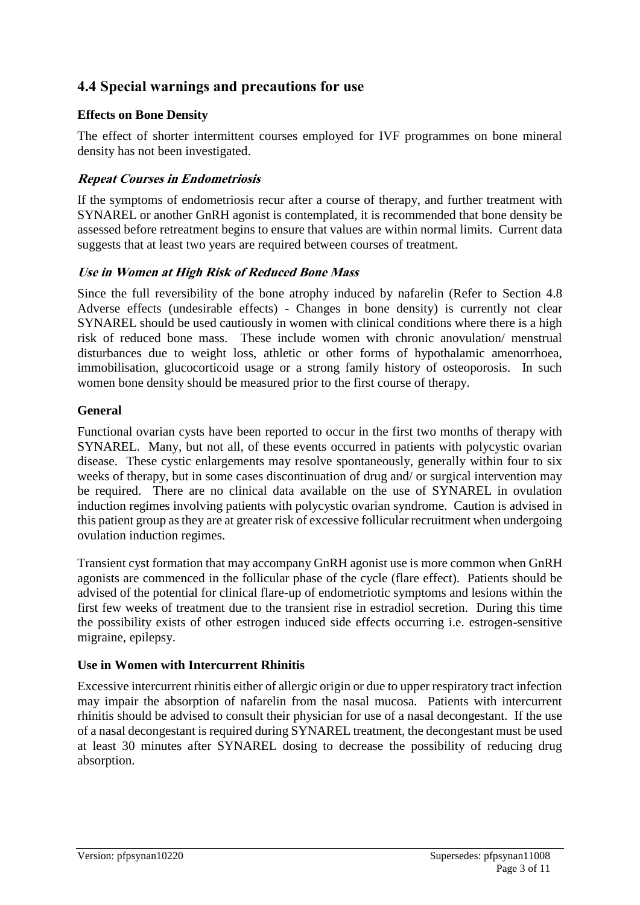## 4.4 Special warnings and precautions for use

### Effects on Bone Density

The effect of shorter intermittent courses employed for IVF programmes on bone mineral density has not been investigated.

#### *Repeat Courses in Endometriosis*

If the symptoms of endometriosis recur after a course of therapy, and further treatment with SYNAREL or another GnRH agonist is contemplated, it is recommended that bone density be assessed before retreatment begins to ensure that values are within normal limits. Current data suggests that at least two years are required between courses of treatment.

#### *Use in Women at High Risk of Reduced Bone Mass*

Since the full reversibility of the bone atrophy induced by nafarelin (Refer to Section 4.8 Adverse effects (undesirable effects) - Changes in bone density) is currently not clear SYNAREL should be used cautiously in women with clinical conditions where there is a high risk of reduced bone mass. These include women with chronic anovulation/ menstrual disturbances due to weight loss, athletic or other forms of hypothalamic amenorrhoea, immobilisation, glucocorticoid usage or a strong family history of osteoporosis. In such women bone density should be measured prior to the first course of therapy.

### General

Functional ovarian cysts have been reported to occur in the first two months of therapy with SYNAREL. Many, but not all, of these events occurred in patients with polycystic ovarian disease. These cystic enlargements may resolve spontaneously, generally within four to six weeks of therapy, but in some cases discontinuation of drug and/ or surgical intervention may be required. There are no clinical data available on the use of SYNAREL in ovulation induction regimes involving patients with polycystic ovarian syndrome. Caution is advised in this patient group as they are at greater risk of excessive follicular recruitment when undergoing ovulation induction regimes.

Transient cyst formation that may accompany GnRH agonist use is more common when GnRH agonists are commenced in the follicular phase of the cycle (flare effect). Patients should be advised of the potential for clinical flare-up of endometriotic symptoms and lesions within the first few weeks of treatment due to the transient rise in estradiol secretion. During this time the possibility exists of other estrogen induced side effects occurring i.e. estrogen-sensitive migraine, epilepsy.

### Use in Women with Intercurrent Rhinitis

Excessive intercurrent rhinitis either of allergic origin or due to upper respiratory tract infection may impair the absorption of nafarelin from the nasal mucosa. Patients with intercurrent rhinitis should be advised to consult their physician for use of a nasal decongestant. If the use of a nasal decongestant is required during SYNAREL treatment, the decongestant must be used at least 30 minutes after SYNAREL dosing to decrease the possibility of reducing drug absorption.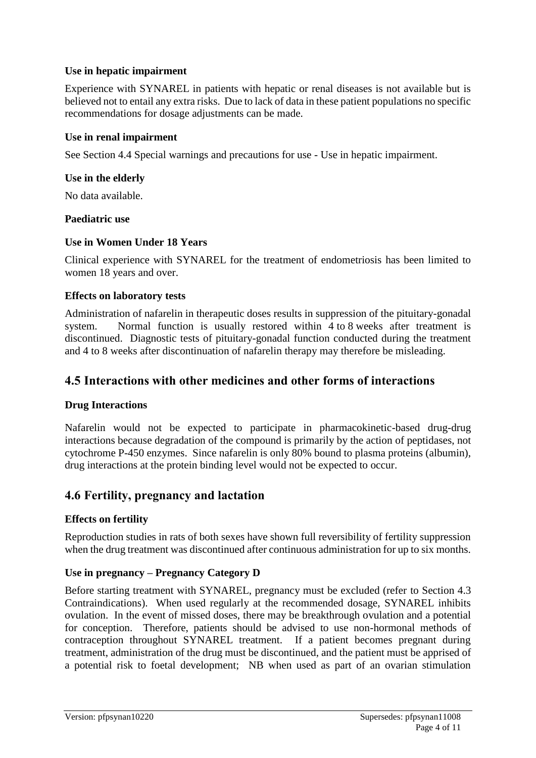**Use in hepatic impairment**

Experience with SYNAREL in patients with hepatic or renal diseases is not available but is believed not to entail any extra risks. Due to lack of data in these patient populations no specific recommendations for dosage adjustments can be made.

**Use in renal impairment**

See Section 4.4 Special warnings and precautions for use - Use in hepatic impairment.

**Use in the elderly**

No data available.

**Paediatric use**

**Use in Women Under 18 Years**

Clinical experience with SYNAREL for the treatment of endometriosis has been limited to women 18 years and over.

**Effects on laboratory tests**

Administration of nafarelin in therapeutic doses results in suppression of the pituitary-gonadal system. Normal function is usually restored within 4 to 8 weeks after treatment is discontinued. Diagnostic tests of pituitary-gonadal function conducted during the treatment and 4 to 8 weeks after discontinuation of nafarelin therapy may therefore be misleading.

## 4.5 Interactions with other medicines and other forms of interactions

**Drug Interactions**

Nafarelin would not be expected to participate in pharmacokinetic-based drug-drug interactions because degradation of the compound is primarily by the action of peptidases, not cytochrome P-450 enzymes. Since nafarelin is only 80% bound to plasma proteins (albumin), drug interactions at the protein binding level would not be expected to occur.

## 4.6 Fertility, pregnancy and lactation

**Effects on fertility**

Reproduction studies in rats of both sexes have shown full reversibility of fertility suppression when the drug treatment was discontinued after continuous administration for up to six months.

**Use in pregnancy – Pregnancy Category D**

Before starting treatment with SYNAREL, pregnancy must be excluded (refer to Section 4.3 Contraindications). When used regularly at the recommended dosage, SYNAREL inhibits ovulation. In the event of missed doses, there may be breakthrough ovulation and a potential for conception. Therefore, patients should be advised to use non-hormonal methods of contraception throughout SYNAREL treatment. If a patient becomes pregnant during treatment, administration of the drug must be discontinued, and the patient must be apprised of a potential risk to foetal development; NB when used as part of an ovarian stimulation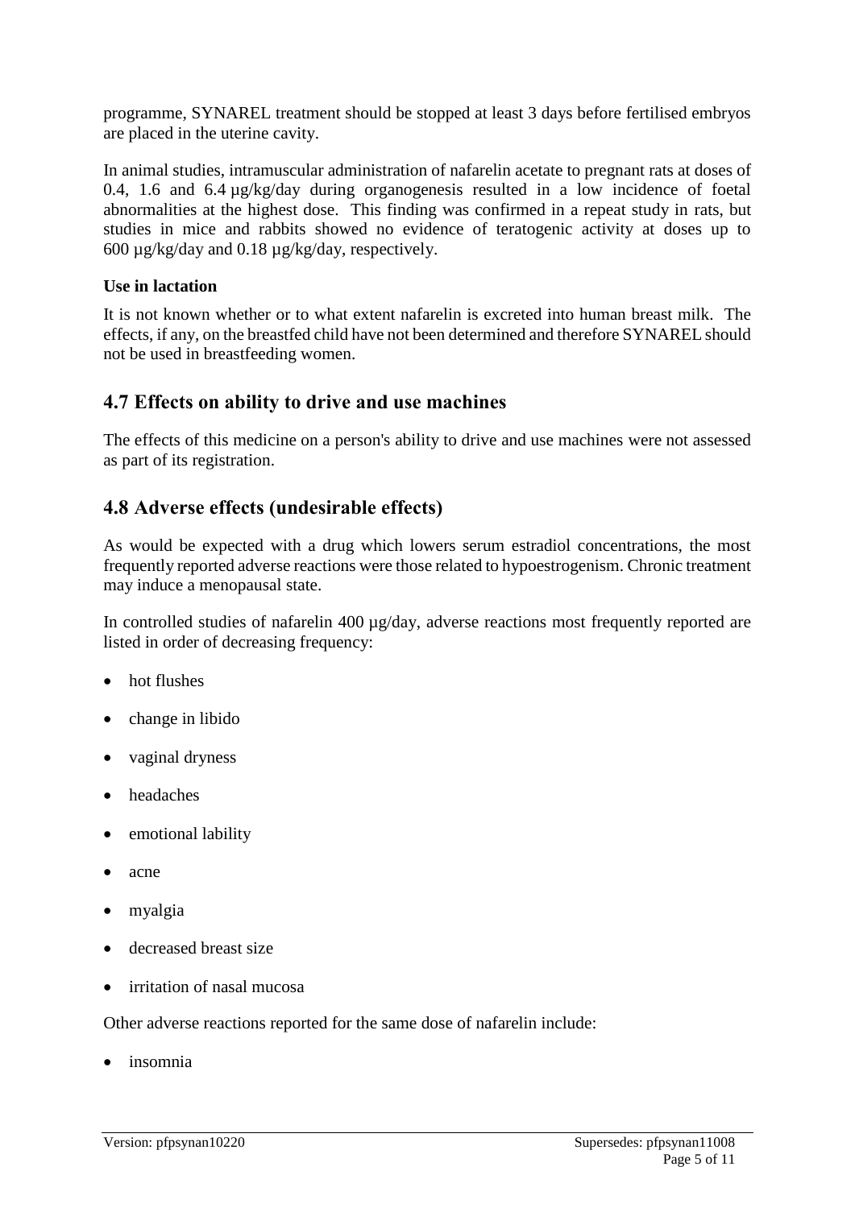programme, SYNAREL treatment should be stopped at least 3 days before fertilised embryos are placed in the uterine cavity.

In animal studies, intramuscular administration of nafarelin acetate to pregnant rats at doses of 0.4, 1.6 and 6.4 µg/kg/day during organogenesis resulted in a low incidence of foetal abnormalities at the highest dose. This finding was confirmed in a repeat study in rats, but studies in mice and rabbits showed no evidence of teratogenic activity at doses up to 600 µg/kg/day and 0.18 µg/kg/day, respectively.

**Use in lactation**

It is not known whether or to what extent nafarelin is excreted into human breast milk. The effects, if any, on the breastfed child have not been determined and therefore SYNAREL should not be used in breastfeeding women.

## 4.7 Effects on ability to drive and use machines

The effects of this medicine on a person's ability to drive and use machines were not assessed as part of its registration.

## 4.8 Adverse effects (undesirable effects)

As would be expected with a drug which lowers serum estradiol concentrations, the most frequently reported adverse reactions were those related to hypoestrogenism. Chronic treatment may induce a menopausal state.

In controlled studies of nafarelin 400 µg/day, adverse reactions most frequently reported are listed in order of decreasing frequency:

- hot flushes
- change in libido
- vaginal dryness
- headaches
- emotional lability
- acne
- myalgia
- decreased breast size
- irritation of nasal mucosa

Other adverse reactions reported for the same dose of nafarelin include:

- insomnia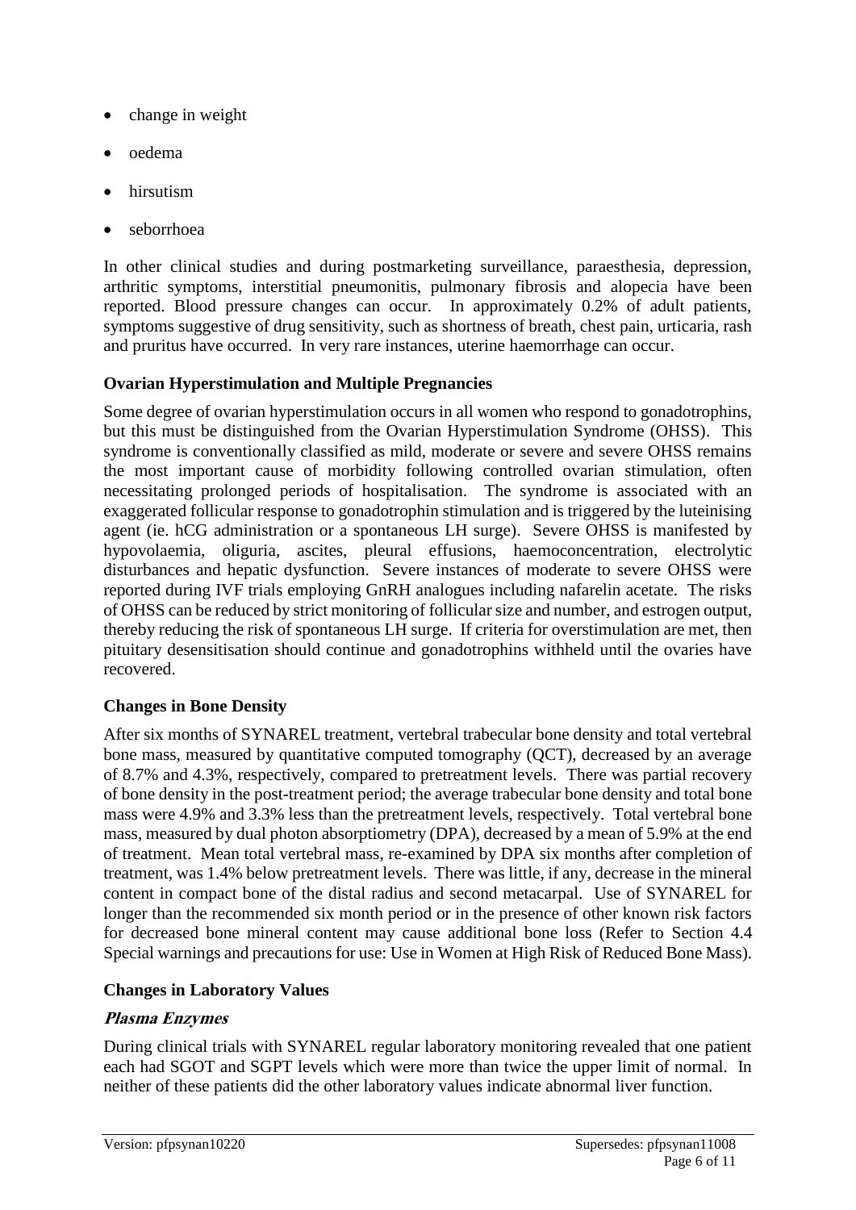- change in weight
- oedema
- hirsutism
- seborrhoea

In other clinical studies and during postmarketing surveillance, paraesthesia, depression, arthritic symptoms, interstitial pneumonitis, pulmonary fibrosis and alopecia have been reported. Blood pressure changes can occur. In approximately 0.2% of adult patients, symptoms suggestive of drug sensitivity, such as shortness of breath, chest pain, urticaria, rash and pruritus have occurred. In very rare instances, uterine haemorrhage can occur.

**Ovarian Hyperstimulation and Multiple Pregnancies**

Some degree of ovarian hyperstimulation occurs in all women who respond to gonadotrophins, but this must be distinguished from the Ovarian Hyperstimulation Syndrome (OHSS). This syndrome is conventionally classified as mild, moderate or severe and severe OHSS remains the most important cause of morbidity following controlled ovarian stimulation, often necessitating prolonged periods of hospitalisation. The syndrome is associated with an exaggerated follicular response to gonadotrophin stimulation and is triggered by the luteinising agent (ie. hCG administration or a spontaneous LH surge). Severe OHSS is manifested by hypovolaemia, oliguria, ascites, pleural effusions, haemoconcentration, electrolytic disturbances and hepatic dysfunction. Severe instances of moderate to severe OHSS were reported during IVF trials employing GnRH analogues including nafarelin acetate. The risks of OHSS can be reduced by strict monitoring of follicular size and number, and estrogen output, thereby reducing the risk of spontaneous LH surge. If criteria for overstimulation are met, then pituitary desensitisation should continue and gonadotrophins withheld until the ovaries have recovered.

**Changes in Bone Density**

After six months of SYNAREL treatment, vertebral trabecular bone density and total vertebral bone mass, measured by quantitative computed tomography (QCT), decreased by an average of 8.7% and 4.3%, respectively, compared to pretreatment levels. There was partial recovery of bone density in the post-treatment period; the average trabecular bone density and total bone mass were 4.9% and 3.3% less than the pretreatment levels, respectively. Total vertebral bone mass, measured by dual photon absorptiometry (DPA), decreased by a mean of 5.9% at the end of treatment. Mean total vertebral mass, re-examined by DPA six months after completion of treatment, was 1.4% below pretreatment levels. There was little, if any, decrease in the mineral content in compact bone of the distal radius and second metacarpal. Use of SYNAREL for longer than the recommended six month period or in the presence of other known risk factors for decreased bone mineral content may cause additional bone loss (Refer to Section 4.4 Special warnings and precautions for use: Use in Women at High Risk of Reduced Bone Mass).

**Changes in Laboratory Values**

***Plasma Enzymes***

During clinical trials with SYNAREL regular laboratory monitoring revealed that one patient each had SGOT and SGPT levels which were more than twice the upper limit of normal. In neither of these patients did the other laboratory values indicate abnormal liver function.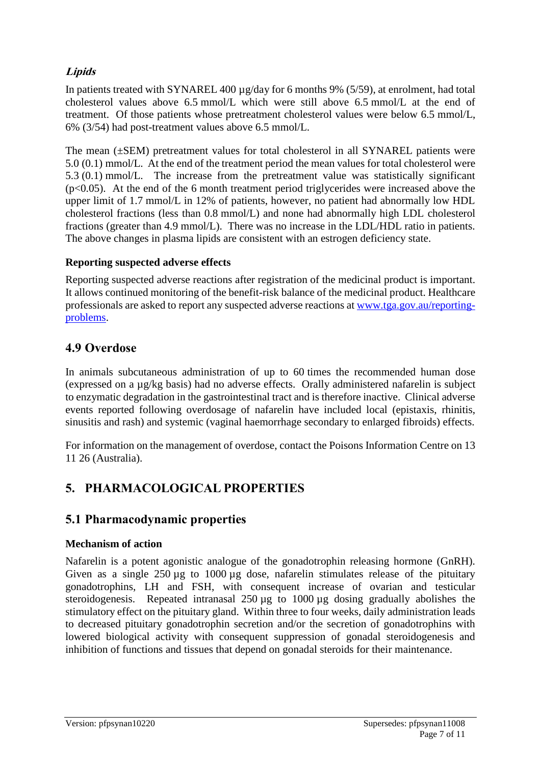***Lipids***

In patients treated with SYNAREL 400 µg/day for 6 months 9% (5/59), at enrolment, had total cholesterol values above 6.5 mmol/L which were still above 6.5 mmol/L at the end of treatment. Of those patients whose pretreatment cholesterol values were below 6.5 mmol/L, 6% (3/54) had post-treatment values above 6.5 mmol/L.

The mean (±SEM) pretreatment values for total cholesterol in all SYNAREL patients were 5.0 (0.1) mmol/L. At the end of the treatment period the mean values for total cholesterol were 5.3 (0.1) mmol/L. The increase from the pretreatment value was statistically significant ($p<0.05$). At the end of the 6 month treatment period triglycerides were increased above the upper limit of 1.7 mmol/L in 12% of patients, however, no patient had abnormally low HDL cholesterol fractions (less than 0.8 mmol/L) and none had abnormally high LDL cholesterol fractions (greater than 4.9 mmol/L). There was no increase in the LDL/HDL ratio in patients. The above changes in plasma lipids are consistent with an estrogen deficiency state.

**Reporting suspected adverse effects**

Reporting suspected adverse reactions after registration of the medicinal product is important. It allows continued monitoring of the benefit-risk balance of the medicinal product. Healthcare professionals are asked to report any suspected adverse reactions at [www.tga.gov.au/reporting-problems](http://www.tga.gov.au/reporting-problems).

## 4.9 Overdose

In animals subcutaneous administration of up to 60 times the recommended human dose (expressed on a µg/kg basis) had no adverse effects. Orally administered nafarelin is subject to enzymatic degradation in the gastrointestinal tract and is therefore inactive. Clinical adverse events reported following overdosage of nafarelin have included local (epistaxis, rhinitis, sinusitis and rash) and systemic (vaginal haemorrhage secondary to enlarged fibroids) effects.

For information on the management of overdose, contact the Poisons Information Centre on 13 11 26 (Australia).

# 5. PHARMACOLOGICAL PROPERTIES

## 5.1 Pharmacodynamic properties

**Mechanism of action**

Nafarelin is a potent agonistic analogue of the gonadotrophin releasing hormone (GnRH). Given as a single 250 µg to 1000 µg dose, nafarelin stimulates release of the pituitary gonadotrophins, LH and FSH, with consequent increase of ovarian and testicular steroidogenesis. Repeated intranasal 250 µg to 1000 µg dosing gradually abolishes the stimulatory effect on the pituitary gland. Within three to four weeks, daily administration leads to decreased pituitary gonadotrophin secretion and/or the secretion of gonadotrophins with lowered biological activity with consequent suppression of gonadal steroidogenesis and inhibition of functions and tissues that depend on gonadal steroids for their maintenance.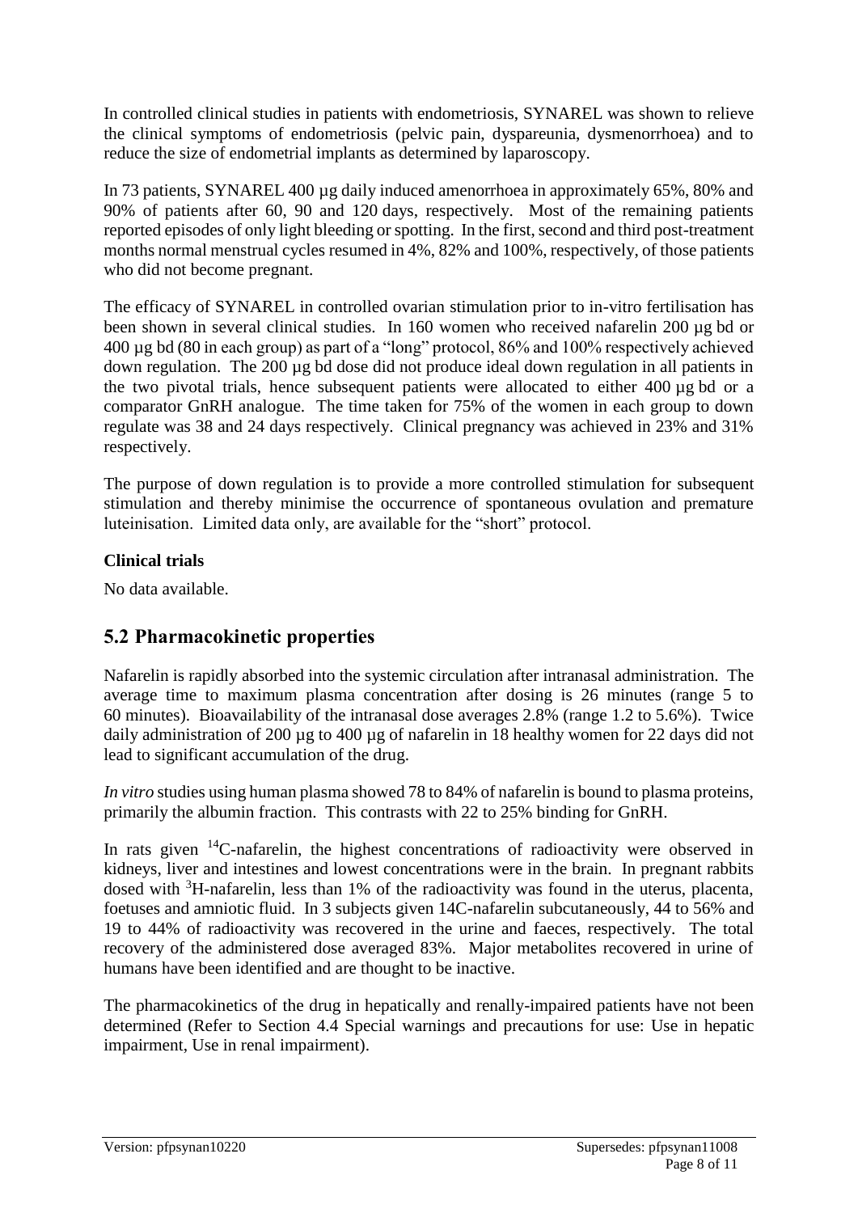In controlled clinical studies in patients with endometriosis, SYNAREL was shown to relieve the clinical symptoms of endometriosis (pelvic pain, dyspareunia, dysmenorrhoea) and to reduce the size of endometrial implants as determined by laparoscopy.

In 73 patients, SYNAREL 400 µg daily induced amenorrhoea in approximately 65%, 80% and 90% of patients after 60, 90 and 120 days, respectively. Most of the remaining patients reported episodes of only light bleeding or spotting. In the first, second and third post-treatment months normal menstrual cycles resumed in 4%, 82% and 100%, respectively, of those patients who did not become pregnant.

The efficacy of SYNAREL in controlled ovarian stimulation prior to in-vitro fertilisation has been shown in several clinical studies. In 160 women who received nafarelin 200 µg bd or 400 µg bd (80 in each group) as part of a "long" protocol, 86% and 100% respectively achieved down regulation. The 200 µg bd dose did not produce ideal down regulation in all patients in the two pivotal trials, hence subsequent patients were allocated to either 400 µg bd or a comparator GnRH analogue. The time taken for 75% of the women in each group to down regulate was 38 and 24 days respectively. Clinical pregnancy was achieved in 23% and 31% respectively.

The purpose of down regulation is to provide a more controlled stimulation for subsequent stimulation and thereby minimise the occurrence of spontaneous ovulation and premature luteinisation. Limited data only, are available for the "short" protocol.

**Clinical trials**

No data available.

## 5.2 Pharmacokinetic properties

Nafarelin is rapidly absorbed into the systemic circulation after intranasal administration. The average time to maximum plasma concentration after dosing is 26 minutes (range 5 to 60 minutes). Bioavailability of the intranasal dose averages 2.8% (range 1.2 to 5.6%). Twice daily administration of 200 µg to 400 µg of nafarelin in 18 healthy women for 22 days did not lead to significant accumulation of the drug.

*In vitro* studies using human plasma showed 78 to 84% of nafarelin is bound to plasma proteins, primarily the albumin fraction. This contrasts with 22 to 25% binding for GnRH.

In rats given $^{14}$C-nafarelin, the highest concentrations of radioactivity were observed in kidneys, liver and intestines and lowest concentrations were in the brain. In pregnant rabbits dosed with $^{3}$H-nafarelin, less than 1% of the radioactivity was found in the uterus, placenta, foetuses and amniotic fluid. In 3 subjects given 14C-nafarelin subcutaneously, 44 to 56% and 19 to 44% of radioactivity was recovered in the urine and faeces, respectively. The total recovery of the administered dose averaged 83%. Major metabolites recovered in urine of humans have been identified and are thought to be inactive.

The pharmacokinetics of the drug in hepatically and renally-impaired patients have not been determined (Refer to Section 4.4 Special warnings and precautions for use: Use in hepatic impairment, Use in renal impairment).

Version: pfpsynan10220 Supersedes: pfpsynan11008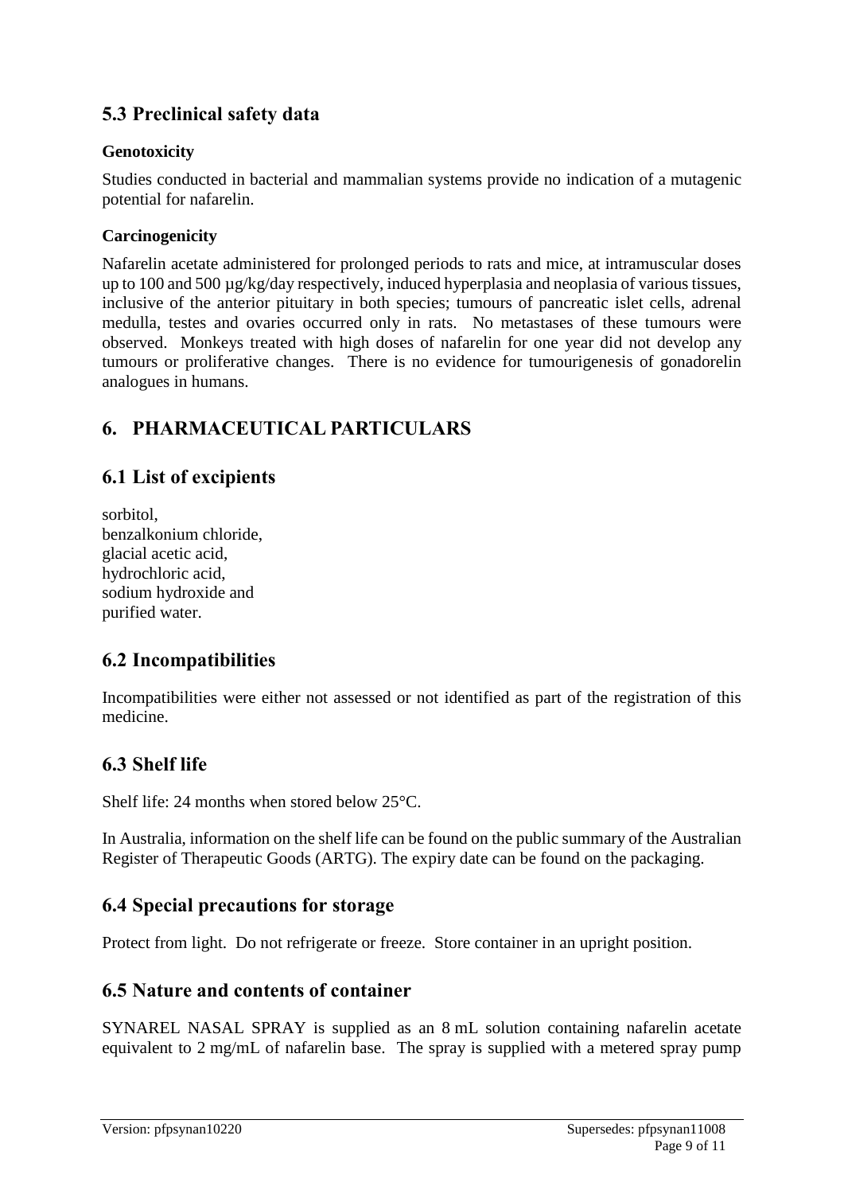## 5.3 Preclinical safety data

### Genotoxicity

Studies conducted in bacterial and mammalian systems provide no indication of a mutagenic potential for nafarelin.

### Carcinogenicity

Nafarelin acetate administered for prolonged periods to rats and mice, at intramuscular doses up to 100 and 500 µg/kg/day respectively, induced hyperplasia and neoplasia of various tissues, inclusive of the anterior pituitary in both species; tumours of pancreatic islet cells, adrenal medulla, testes and ovaries occurred only in rats. No metastases of these tumours were observed. Monkeys treated with high doses of nafarelin for one year did not develop any tumours or proliferative changes. There is no evidence for tumourigenesis of gonadorelin analogues in humans.

# 6. PHARMACEUTICAL PARTICULARS

## 6.1 List of excipients

sorbitol,
benzalkonium chloride,
glacial acetic acid,
hydrochloric acid,
sodium hydroxide and
purified water.

## 6.2 Incompatibilities

Incompatibilities were either not assessed or not identified as part of the registration of this medicine.

## 6.3 Shelf life

Shelf life: 24 months when stored below 25°C.

In Australia, information on the shelf life can be found on the public summary of the Australian Register of Therapeutic Goods (ARTG). The expiry date can be found on the packaging.

## 6.4 Special precautions for storage

Protect from light. Do not refrigerate or freeze. Store container in an upright position.

## 6.5 Nature and contents of container

SYNAREL NASAL SPRAY is supplied as an 8 mL solution containing nafarelin acetate equivalent to 2 mg/mL of nafarelin base. The spray is supplied with a metered spray pump

Version: pfpsynan10220 Supersedes: pfpsynan11008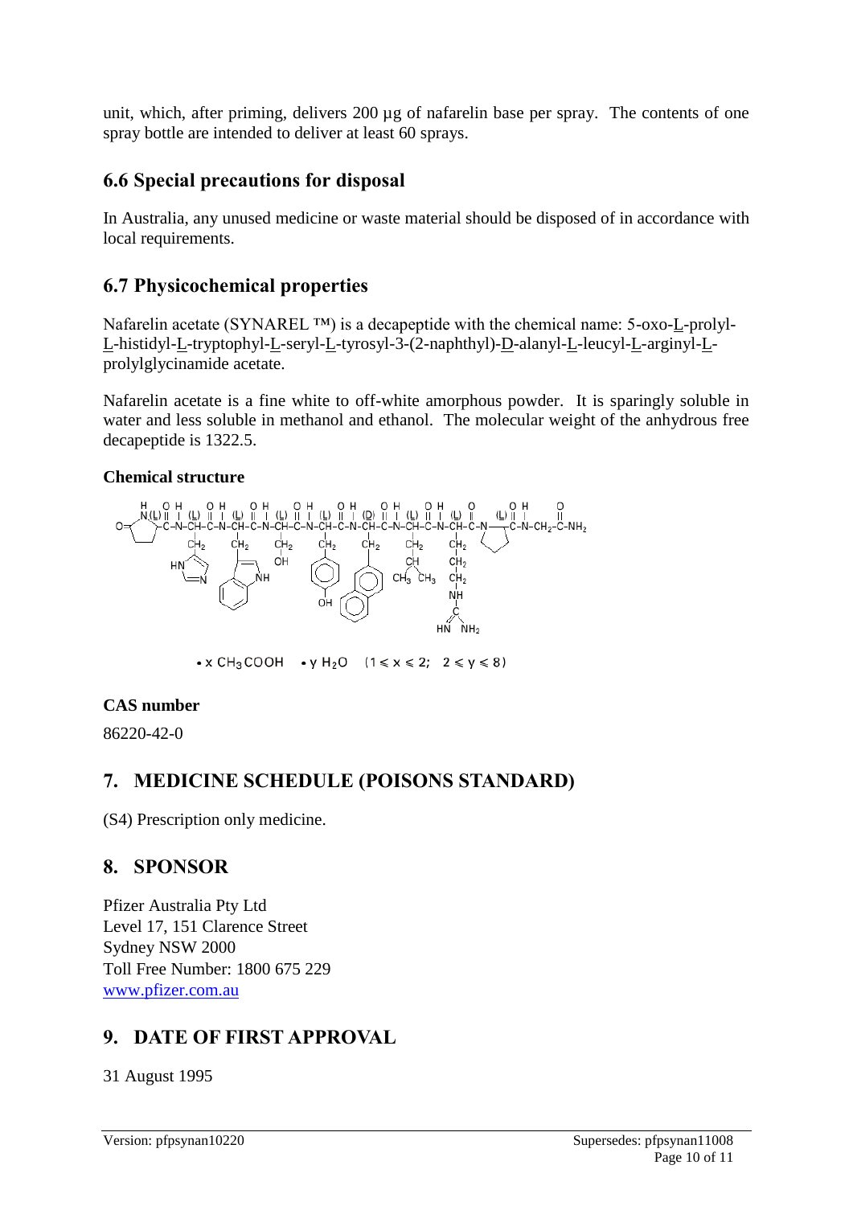unit, which, after priming, delivers 200 µg of nafarelin base per spray. The contents of one spray bottle are intended to deliver at least 60 sprays.

## 6.6 Special precautions for disposal

In Australia, any unused medicine or waste material should be disposed of in accordance with local requirements.

## 6.7 Physicochemical properties

Nafarelin acetate (SYNAREL ™) is a decapeptide with the chemical name: 5-oxo-L-prolyl-L-histidyl-L-tryptophyl-L-seryl-L-tyrosyl-3-(2-naphthyl)-D-alanyl-L-leucyl-L-arginyl-L-prolylglycinamide acetate.

Nafarelin acetate is a fine white to off-white amorphous powder. It is sparingly soluble in water and less soluble in methanol and ethanol. The molecular weight of the anhydrous free decapeptide is 1322.5.

**Chemical structure**

• x $CH_3COOH$ • y $H_2O$ $(1 \leq x \leq 2;\ 2 \leq y \leq 8)$

**CAS number**

86220-42-0

# 7. MEDICINE SCHEDULE (POISONS STANDARD)

(S4) Prescription only medicine.

# 8. SPONSOR

Pfizer Australia Pty Ltd
Level 17, 151 Clarence Street
Sydney NSW 2000
Toll Free Number: 1800 675 229
www.pfizer.com.au

# 9. DATE OF FIRST APPROVAL

31 August 1995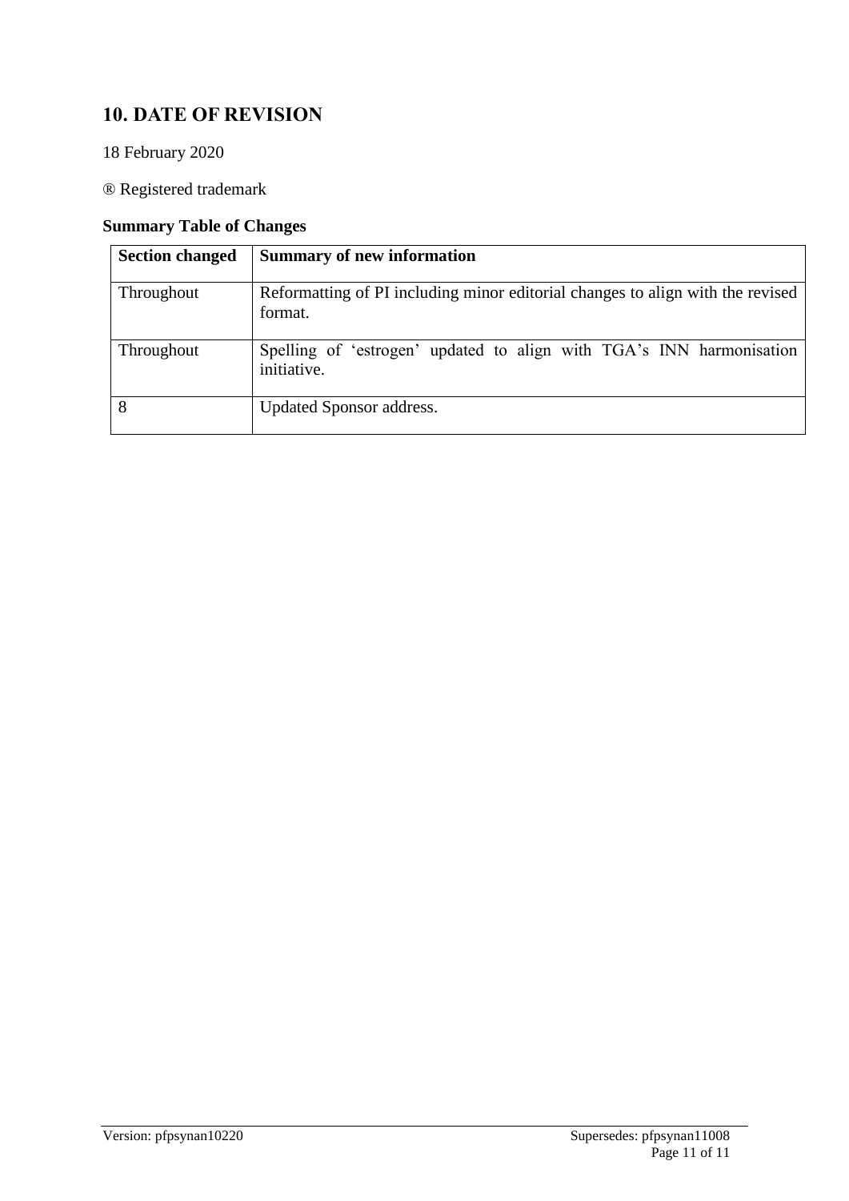## 10. DATE OF REVISION

18 February 2020

® Registered trademark

**Summary Table of Changes**

| Section changed | Summary of new information |
| --- | --- |
| Throughout | Reformatting of PI including minor editorial changes to align with the revised format. |
| Throughout | Spelling of 'estrogen' updated to align with TGA's INN harmonisation initiative. |
| 8 | Updated Sponsor address. |